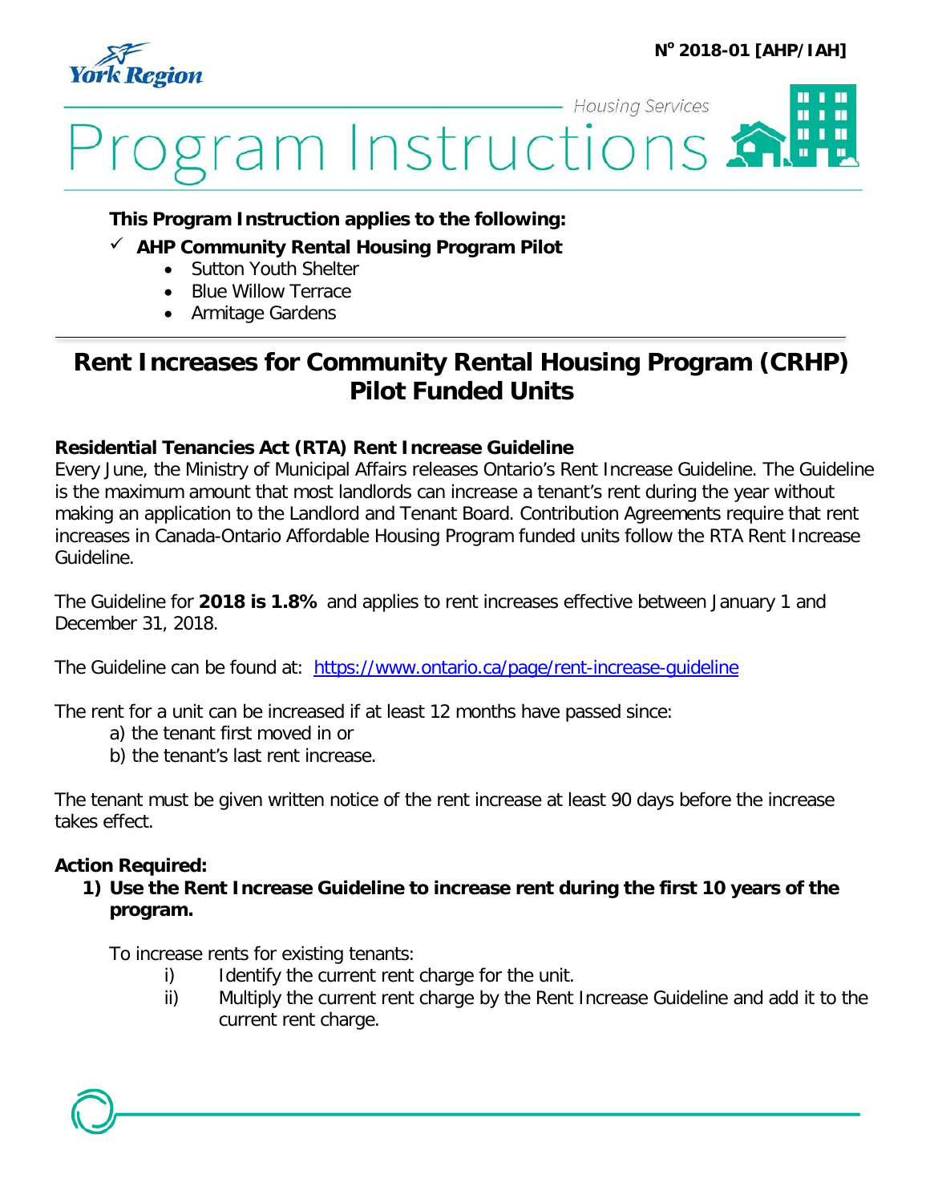N° 2018-01 [AHP/IAH]

York Region

Housing Services

# Program Instructions

**This Program Instruction applies to the following:**

- ✓ **AHP Community Rental Housing Program Pilot**
  - Sutton Youth Shelter
  - Blue Willow Terrace
  - Armitage Gardens

## Rent Increases for Community Rental Housing Program (CRHP) Pilot Funded Units

### Residential Tenancies Act (RTA) Rent Increase Guideline

Every June, the Ministry of Municipal Affairs releases Ontario's Rent Increase Guideline. The Guideline is the maximum amount that most landlords can increase a tenant's rent during the year without making an application to the Landlord and Tenant Board. Contribution Agreements require that rent increases in Canada-Ontario Affordable Housing Program funded units follow the RTA Rent Increase Guideline.

The Guideline for **2018 is 1.8%** and applies to rent increases effective between January 1 and December 31, 2018.

The Guideline can be found at: [https://www.ontario.ca/page/rent-increase-guideline](https://www.ontario.ca/page/rent-increase-guideline)

The rent for a unit can be increased if at least 12 months have passed since:

a) the tenant first moved in or
b) the tenant's last rent increase.

The tenant must be given written notice of the rent increase at least 90 days before the increase takes effect.

**Action Required:**

1) **Use the Rent Increase Guideline to increase rent during the first 10 years of the program.**

   To increase rents for existing tenants:

   i) Identify the current rent charge for the unit.
   ii) Multiply the current rent charge by the Rent Increase Guideline and add it to the current rent charge.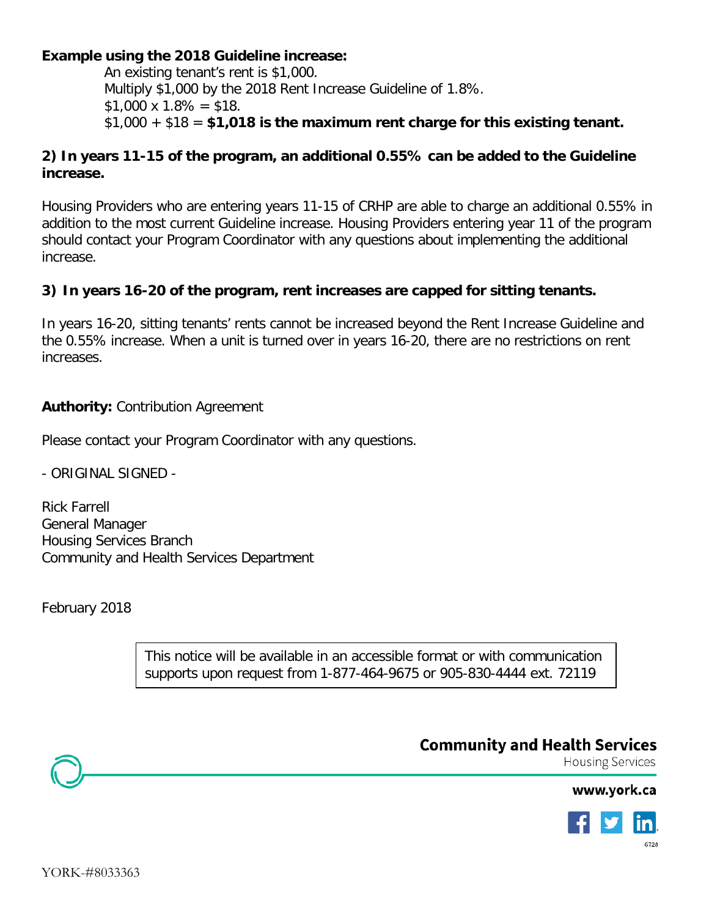**Example using the 2018 Guideline increase:**

An existing tenant's rent is $1,000.
Multiply $1,000 by the 2018 Rent Increase Guideline of 1.8%.
$1,000 x 1.8% = $18.
$1,000 + $18 = **$1,018 is the maximum rent charge for this existing tenant.**

**2) In years 11-15 of the program, an additional 0.55% can be added to the Guideline increase.**

Housing Providers who are entering years 11-15 of CRHP are able to charge an additional 0.55% in addition to the most current Guideline increase. Housing Providers entering year 11 of the program should contact your Program Coordinator with any questions about implementing the additional increase.

**3) In years 16-20 of the program, rent increases are capped for sitting tenants.**

In years 16-20, sitting tenants' rents cannot be increased beyond the Rent Increase Guideline and the 0.55% increase. When a unit is turned over in years 16-20, there are no restrictions on rent increases.

**Authority:** Contribution Agreement

Please contact your Program Coordinator with any questions.

- ORIGINAL SIGNED -

Rick Farrell
General Manager
Housing Services Branch
Community and Health Services Department

February 2018

This notice will be available in an accessible format or with communication supports upon request from 1-877-464-9675 or 905-830-4444 ext. 72119

**Community and Health Services**
Housing Services

**www.york.ca**

6728

YORK-#8033363